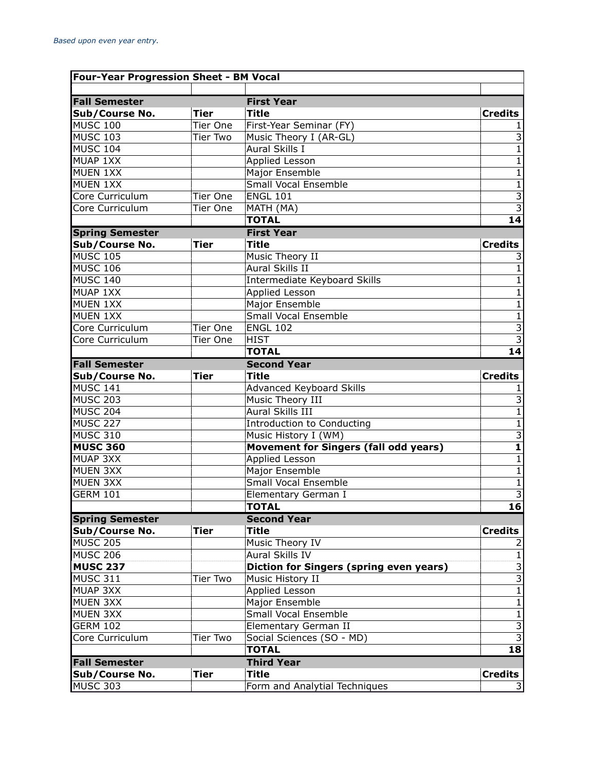*Based upon even year entry.*

| Four-Year Progression Sheet - BM Vocal | | | |
|---|---|---|---|
| | | | |
| **Fall Semester** | | **First Year** | |
| **Sub/Course No.** | **Tier** | **Title** | **Credits** |
| MUSC 100 | Tier One | First-Year Seminar (FY) | 1 |
| MUSC 103 | Tier Two | Music Theory I (AR-GL) | 3 |
| MUSC 104 | | Aural Skills I | 1 |
| MUAP 1XX | | Applied Lesson | 1 |
| MUEN 1XX | | Major Ensemble | 1 |
| MUEN 1XX | | Small Vocal Ensemble | 1 |
| Core Curriculum | Tier One | ENGL 101 | 3 |
| Core Curriculum | Tier One | MATH (MA) | 3 |
| | | **TOTAL** | **14** |
| **Spring Semester** | | **First Year** | |
| **Sub/Course No.** | **Tier** | **Title** | **Credits** |
| MUSC 105 | | Music Theory II | 3 |
| MUSC 106 | | Aural Skills II | 1 |
| MUSC 140 | | Intermediate Keyboard Skills | 1 |
| MUAP 1XX | | Applied Lesson | 1 |
| MUEN 1XX | | Major Ensemble | 1 |
| MUEN 1XX | | Small Vocal Ensemble | 1 |
| Core Curriculum | Tier One | ENGL 102 | 3 |
| Core Curriculum | Tier One | HIST | 3 |
| | | **TOTAL** | **14** |
| **Fall Semester** | | **Second Year** | |
| **Sub/Course No.** | **Tier** | **Title** | **Credits** |
| MUSC 141 | | Advanced Keyboard Skills | 1 |
| MUSC 203 | | Music Theory III | 3 |
| MUSC 204 | | Aural Skills III | 1 |
| MUSC 227 | | Introduction to Conducting | 1 |
| MUSC 310 | | Music History I (WM) | 3 |
| **MUSC 360** | | **Movement for Singers (fall odd years)** | **1** |
| MUAP 3XX | | Applied Lesson | 1 |
| MUEN 3XX | | Major Ensemble | 1 |
| MUEN 3XX | | Small Vocal Ensemble | 1 |
| GERM 101 | | Elementary German I | 3 |
| | | **TOTAL** | **16** |
| **Spring Semester** | | **Second Year** | |
| **Sub/Course No.** | **Tier** | **Title** | **Credits** |
| MUSC 205 | | Music Theory IV | 2 |
| MUSC 206 | | Aural Skills IV | 1 |
| **MUSC 237** | | **Diction for Singers (spring even years)** | 3 |
| MUSC 311 | Tier Two | Music History II | 3 |
| MUAP 3XX | | Applied Lesson | 1 |
| MUEN 3XX | | Major Ensemble | 1 |
| MUEN 3XX | | Small Vocal Ensemble | 1 |
| GERM 102 | | Elementary German II | 3 |
| Core Curriculum | Tier Two | Social Sciences (SO - MD) | 3 |
| | | **TOTAL** | **18** |
| **Fall Semester** | | **Third Year** | |
| **Sub/Course No.** | **Tier** | **Title** | **Credits** |
| MUSC 303 | | Form and Analytial Techniques | 3 |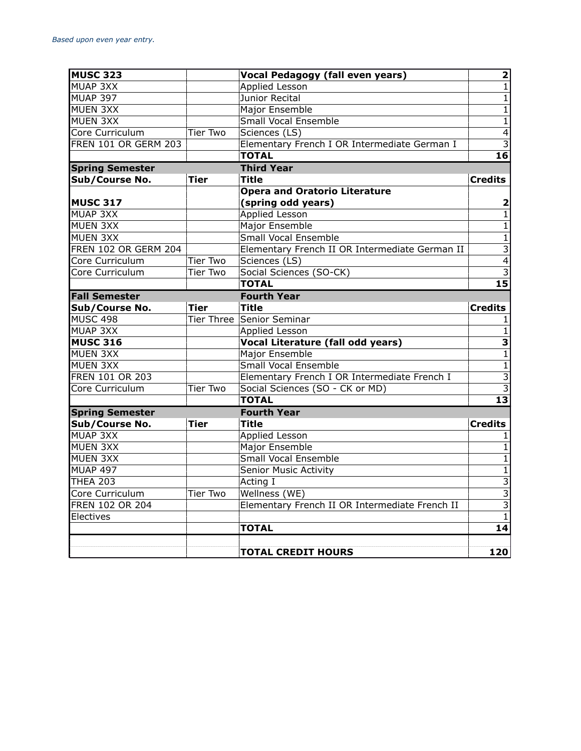*Based upon even year entry.*

| | | | |
|---|---|---|---|
| **MUSC 323** | | **Vocal Pedagogy (fall even years)** | **2** |
| MUAP 3XX | | Applied Lesson | 1 |
| MUAP 397 | | Junior Recital | 1 |
| MUEN 3XX | | Major Ensemble | 1 |
| MUEN 3XX | | Small Vocal Ensemble | 1 |
| Core Curriculum | Tier Two | Sciences (LS) | 4 |
| FREN 101 OR GERM 203 | | Elementary French I OR Intermediate German I | 3 |
| | | **TOTAL** | **16** |
| **Spring Semester** | | **Third Year** | |
| **Sub/Course No.** | **Tier** | **Title** | **Credits** |
| **MUSC 317** | | **Opera and Oratorio Literature (spring odd years)** | **2** |
| MUAP 3XX | | Applied Lesson | 1 |
| MUEN 3XX | | Major Ensemble | 1 |
| MUEN 3XX | | Small Vocal Ensemble | 1 |
| FREN 102 OR GERM 204 | | Elementary French II OR Intermediate German II | 3 |
| Core Curriculum | Tier Two | Sciences (LS) | 4 |
| Core Curriculum | Tier Two | Social Sciences (SO-CK) | 3 |
| | | **TOTAL** | **15** |
| **Fall Semester** | | **Fourth Year** | |
| **Sub/Course No.** | **Tier** | **Title** | **Credits** |
| MUSC 498 | Tier Three | Senior Seminar | 1 |
| MUAP 3XX | | Applied Lesson | 1 |
| **MUSC 316** | | **Vocal Literature (fall odd years)** | **3** |
| MUEN 3XX | | Major Ensemble | 1 |
| MUEN 3XX | | Small Vocal Ensemble | 1 |
| FREN 101 OR 203 | | Elementary French I OR Intermediate French I | 3 |
| Core Curriculum | Tier Two | Social Sciences (SO - CK or MD) | 3 |
| | | **TOTAL** | **13** |
| **Spring Semester** | | **Fourth Year** | |
| **Sub/Course No.** | **Tier** | **Title** | **Credits** |
| MUAP 3XX | | Applied Lesson | 1 |
| MUEN 3XX | | Major Ensemble | 1 |
| MUEN 3XX | | Small Vocal Ensemble | 1 |
| MUAP 497 | | Senior Music Activity | 1 |
| THEA 203 | | Acting I | 3 |
| Core Curriculum | Tier Two | Wellness (WE) | 3 |
| FREN 102 OR 204 | | Elementary French II OR Intermediate French II | 3 |
| Electives | | | 1 |
| | | **TOTAL** | **14** |
| | | | |
| | | **TOTAL CREDIT HOURS** | **120** |